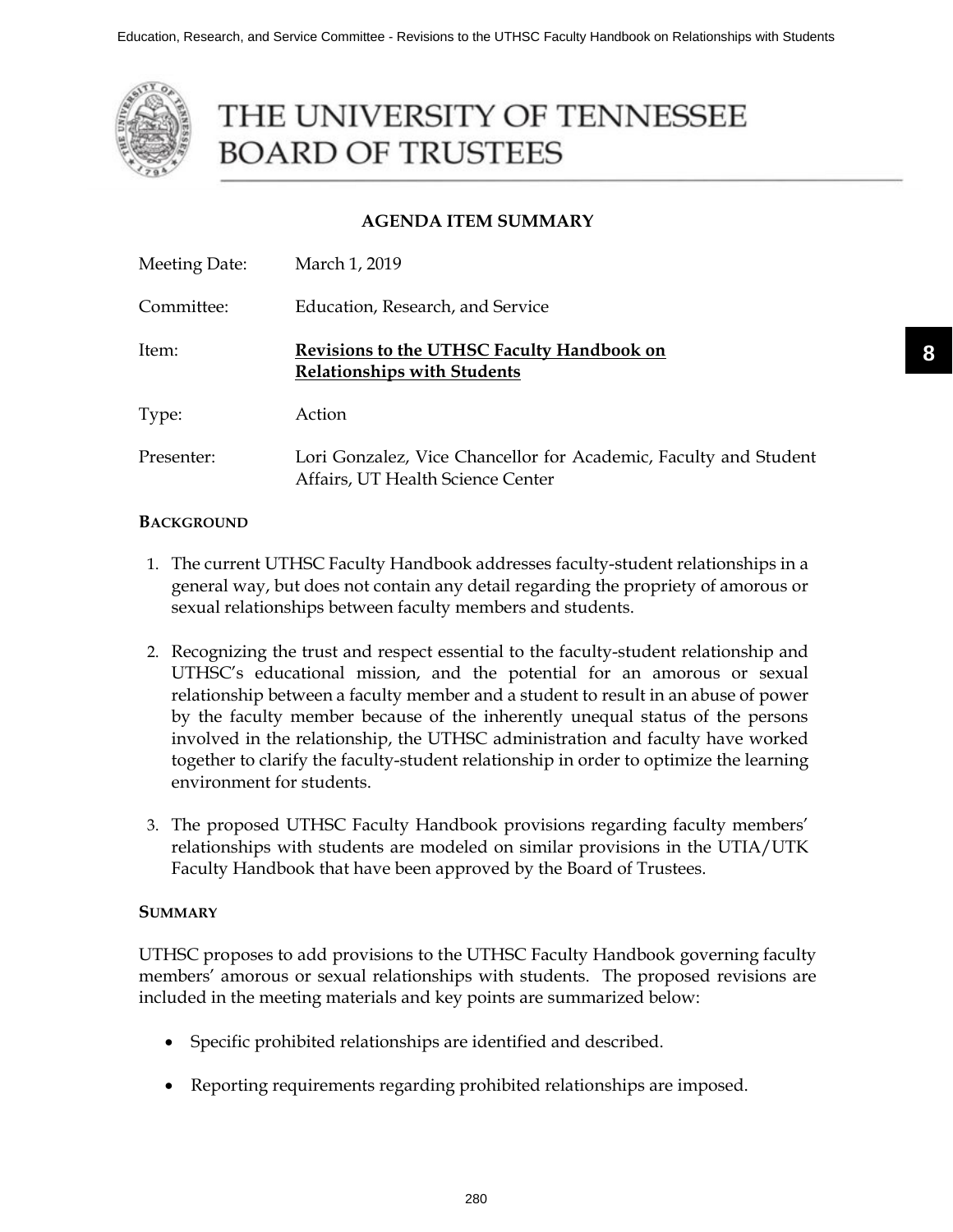# THE UNIVERSITY OF TENNESSEE BOARD OF TRUSTEES

## AGENDA ITEM SUMMARY

| | |
|---|---|
| Meeting Date: | March 1, 2019 |
| Committee: | Education, Research, and Service |
| Item: | **Revisions to the UTHSC Faculty Handbook on Relationships with Students** |
| Type: | Action |
| Presenter: | Lori Gonzalez, Vice Chancellor for Academic, Faculty and Student Affairs, UT Health Science Center |

### BACKGROUND

1. The current UTHSC Faculty Handbook addresses faculty-student relationships in a general way, but does not contain any detail regarding the propriety of amorous or sexual relationships between faculty members and students.

2. Recognizing the trust and respect essential to the faculty-student relationship and UTHSC's educational mission, and the potential for an amorous or sexual relationship between a faculty member and a student to result in an abuse of power by the faculty member because of the inherently unequal status of the persons involved in the relationship, the UTHSC administration and faculty have worked together to clarify the faculty-student relationship in order to optimize the learning environment for students.

3. The proposed UTHSC Faculty Handbook provisions regarding faculty members' relationships with students are modeled on similar provisions in the UTIA/UTK Faculty Handbook that have been approved by the Board of Trustees.

### SUMMARY

UTHSC proposes to add provisions to the UTHSC Faculty Handbook governing faculty members' amorous or sexual relationships with students. The proposed revisions are included in the meeting materials and key points are summarized below:

- Specific prohibited relationships are identified and described.
- Reporting requirements regarding prohibited relationships are imposed.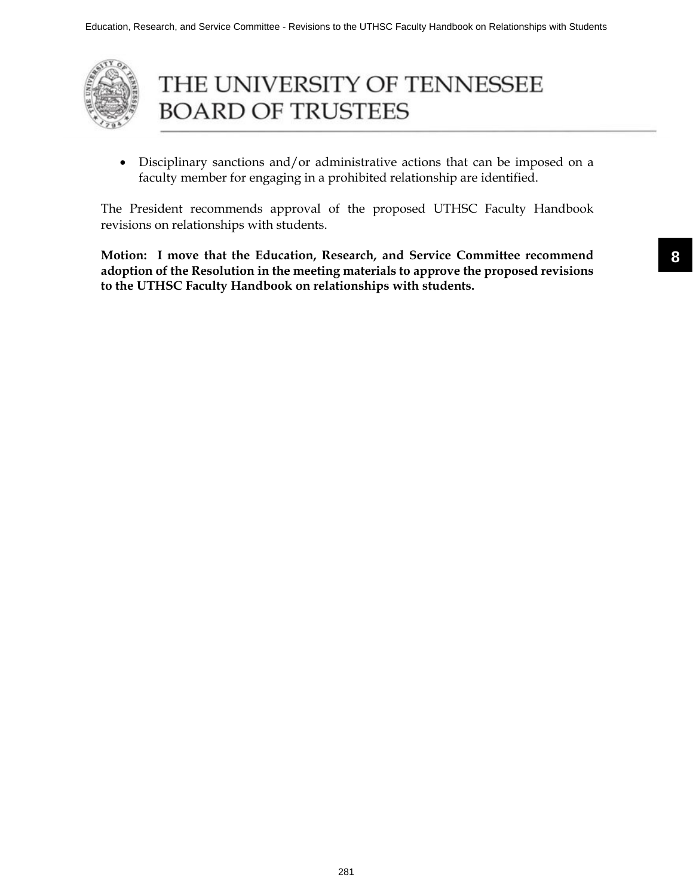- Disciplinary sanctions and/or administrative actions that can be imposed on a faculty member for engaging in a prohibited relationship are identified.

The President recommends approval of the proposed UTHSC Faculty Handbook revisions on relationships with students.

**Motion: I move that the Education, Research, and Service Committee recommend adoption of the Resolution in the meeting materials to approve the proposed revisions to the UTHSC Faculty Handbook on relationships with students.**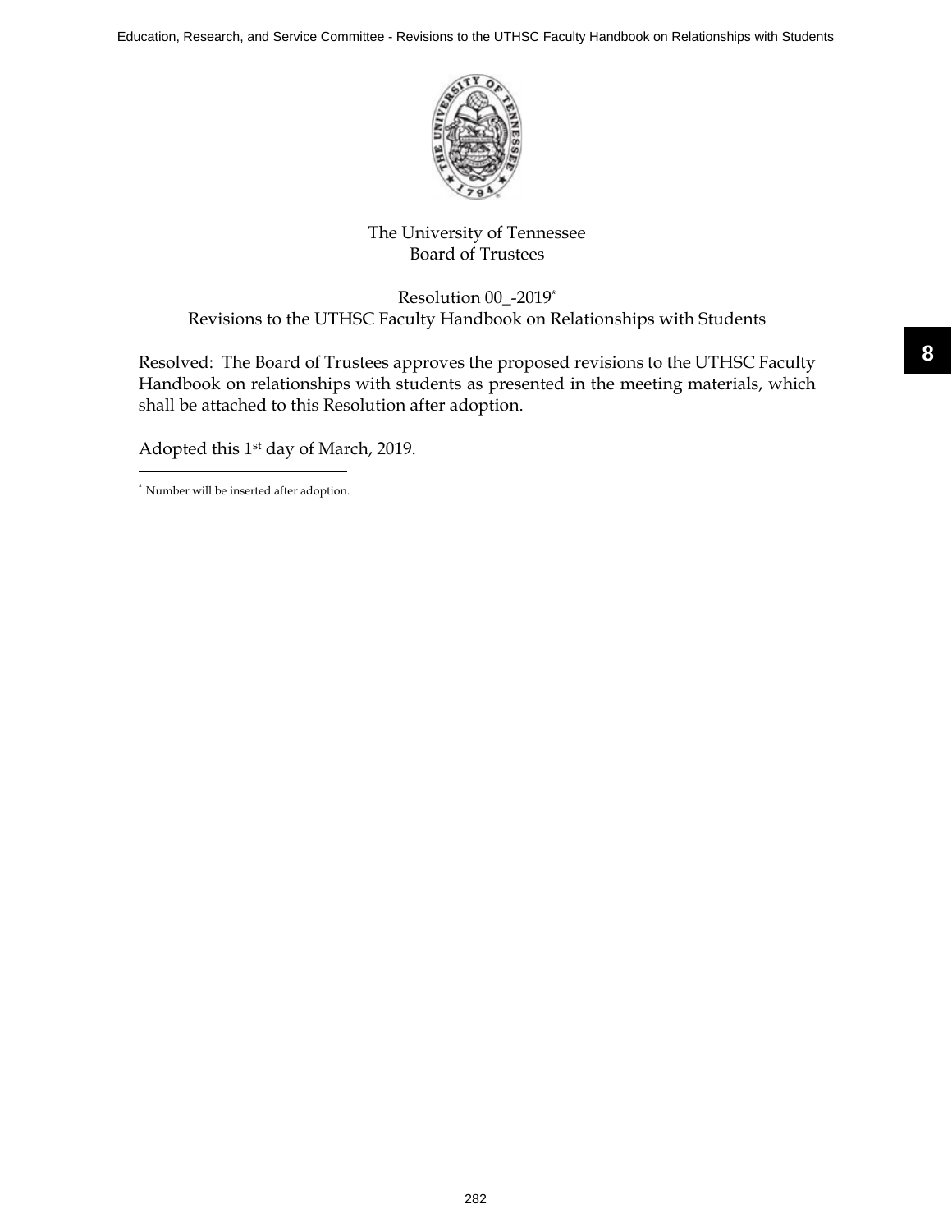The University of Tennessee
Board of Trustees

Resolution 00_-2019*
Revisions to the UTHSC Faculty Handbook on Relationships with Students

Resolved: The Board of Trustees approves the proposed revisions to the UTHSC Faculty Handbook on relationships with students as presented in the meeting materials, which shall be attached to this Resolution after adoption.

Adopted this 1st day of March, 2019.

---

* Number will be inserted after adoption.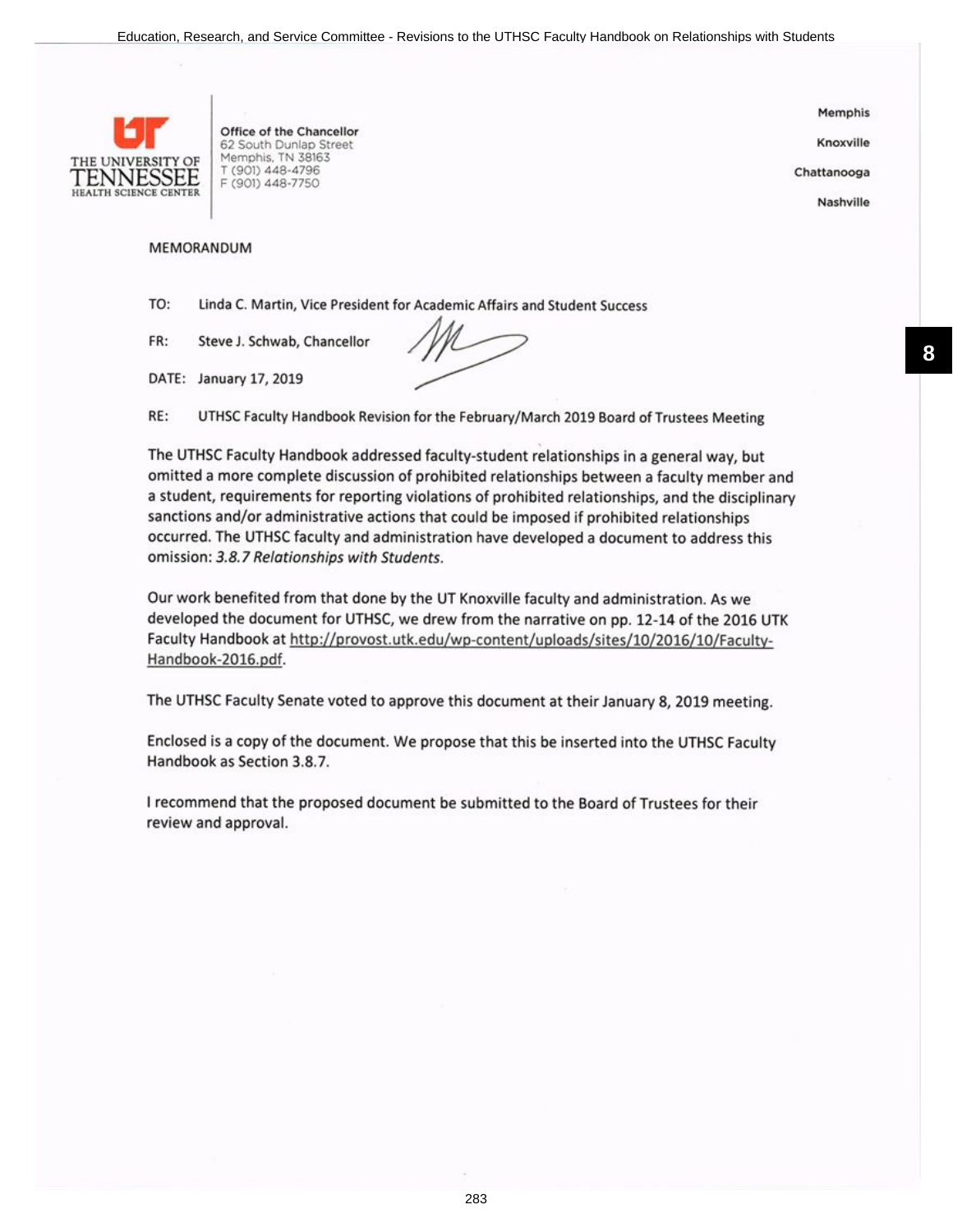THE UNIVERSITY OF TENNESSEE HEALTH SCIENCE CENTER

Office of the Chancellor
62 South Dunlap Street
Memphis, TN 38163
T (901) 448-4796
F (901) 448-7750

Memphis

Knoxville

Chattanooga

Nashville

MEMORANDUM

TO: Linda C. Martin, Vice President for Academic Affairs and Student Success

FR: Steve J. Schwab, Chancellor

DATE: January 17, 2019

RE: UTHSC Faculty Handbook Revision for the February/March 2019 Board of Trustees Meeting

The UTHSC Faculty Handbook addressed faculty-student relationships in a general way, but omitted a more complete discussion of prohibited relationships between a faculty member and a student, requirements for reporting violations of prohibited relationships, and the disciplinary sanctions and/or administrative actions that could be imposed if prohibited relationships occurred. The UTHSC faculty and administration have developed a document to address this omission: *3.8.7 Relationships with Students*.

Our work benefited from that done by the UT Knoxville faculty and administration. As we developed the document for UTHSC, we drew from the narrative on pp. 12-14 of the 2016 UTK Faculty Handbook at http://provost.utk.edu/wp-content/uploads/sites/10/2016/10/Faculty-Handbook-2016.pdf.

The UTHSC Faculty Senate voted to approve this document at their January 8, 2019 meeting.

Enclosed is a copy of the document. We propose that this be inserted into the UTHSC Faculty Handbook as Section 3.8.7.

I recommend that the proposed document be submitted to the Board of Trustees for their review and approval.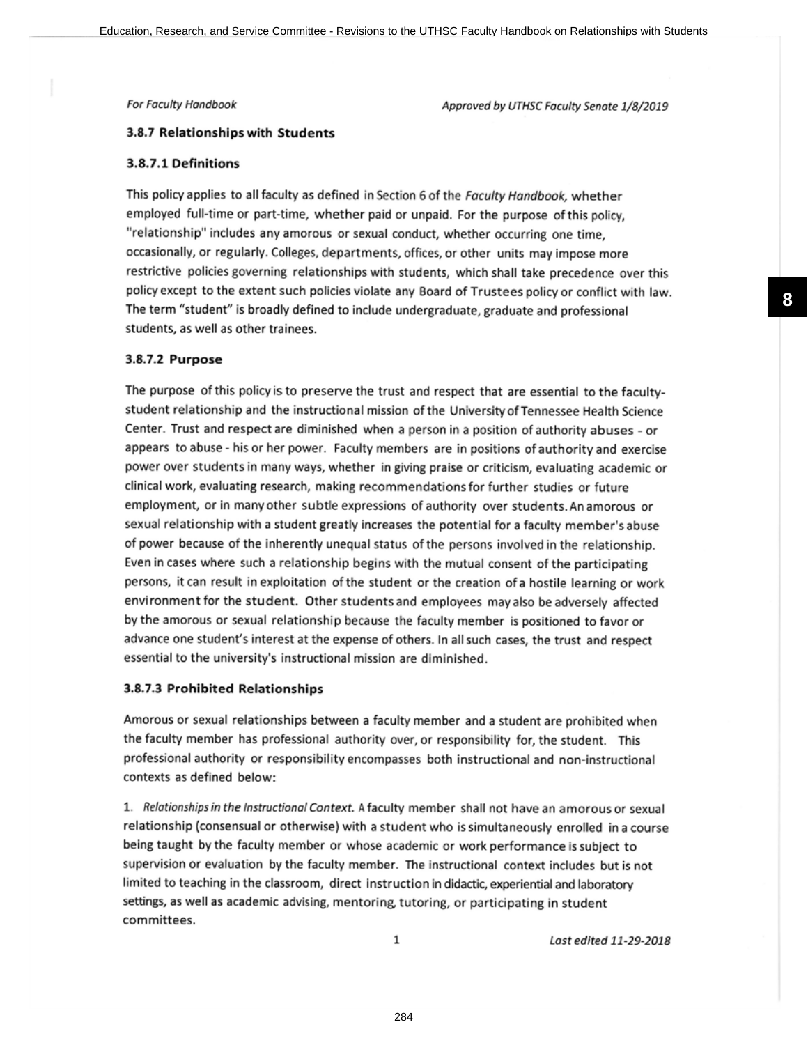*For Faculty Handbook* *Approved by UTHSC Faculty Senate 1/8/2019*

### 3.8.7 Relationships with Students

#### 3.8.7.1 Definitions

This policy applies to all faculty as defined in Section 6 of the *Faculty Handbook,* whether employed full-time or part-time, whether paid or unpaid. For the purpose of this policy, "relationship" includes any amorous or sexual conduct, whether occurring one time, occasionally, or regularly. Colleges, departments, offices, or other units may impose more restrictive policies governing relationships with students, which shall take precedence over this policy except to the extent such policies violate any Board of Trustees policy or conflict with law. The term "student" is broadly defined to include undergraduate, graduate and professional students, as well as other trainees.

#### 3.8.7.2 Purpose

The purpose of this policy is to preserve the trust and respect that are essential to the faculty-student relationship and the instructional mission of the University of Tennessee Health Science Center. Trust and respect are diminished when a person in a position of authority abuses - or appears to abuse - his or her power. Faculty members are in positions of authority and exercise power over students in many ways, whether in giving praise or criticism, evaluating academic or clinical work, evaluating research, making recommendations for further studies or future employment, or in many other subtle expressions of authority over students. An amorous or sexual relationship with a student greatly increases the potential for a faculty member's abuse of power because of the inherently unequal status of the persons involved in the relationship. Even in cases where such a relationship begins with the mutual consent of the participating persons, it can result in exploitation of the student or the creation of a hostile learning or work environment for the student. Other students and employees may also be adversely affected by the amorous or sexual relationship because the faculty member is positioned to favor or advance one student's interest at the expense of others. In all such cases, the trust and respect essential to the university's instructional mission are diminished.

#### 3.8.7.3 Prohibited Relationships

Amorous or sexual relationships between a faculty member and a student are prohibited when the faculty member has professional authority over, or responsibility for, the student. This professional authority or responsibility encompasses both instructional and non-instructional contexts as defined below:

1. *Relationships in the Instructional Context.* A faculty member shall not have an amorous or sexual relationship (consensual or otherwise) with a student who is simultaneously enrolled in a course being taught by the faculty member or whose academic or work performance is subject to supervision or evaluation by the faculty member. The instructional context includes but is not limited to teaching in the classroom, direct instruction in didactic, experiential and laboratory settings, as well as academic advising, mentoring, tutoring, or participating in student committees.

*Last edited 11-29-2018*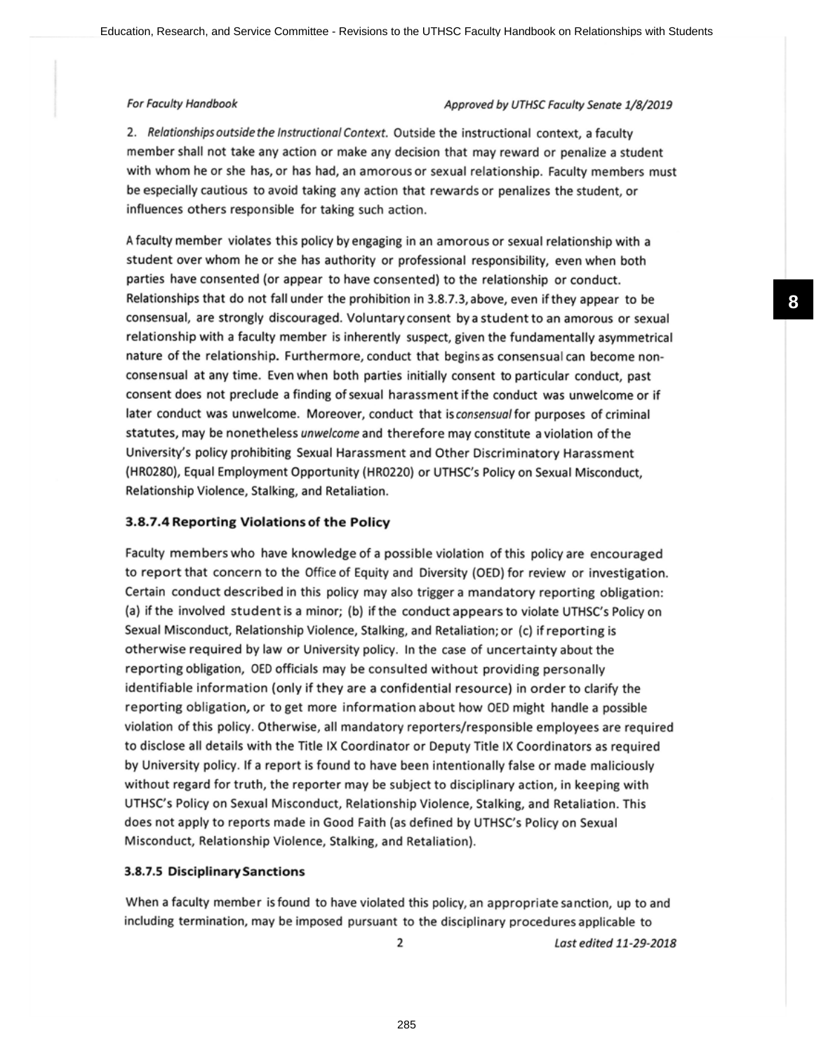2. *Relationships outside the Instructional Context.* Outside the instructional context, a faculty member shall not take any action or make any decision that may reward or penalize a student with whom he or she has, or has had, an amorous or sexual relationship. Faculty members must be especially cautious to avoid taking any action that rewards or penalizes the student, or influences others responsible for taking such action.

A faculty member violates this policy by engaging in an amorous or sexual relationship with a student over whom he or she has authority or professional responsibility, even when both parties have consented (or appear to have consented) to the relationship or conduct. Relationships that do not fall under the prohibition in 3.8.7.3, above, even if they appear to be consensual, are strongly discouraged. Voluntary consent by a student to an amorous or sexual relationship with a faculty member is inherently suspect, given the fundamentally asymmetrical nature of the relationship. Furthermore, conduct that begins as consensual can become non-consensual at any time. Even when both parties initially consent to particular conduct, past consent does not preclude a finding of sexual harassment if the conduct was unwelcome or if later conduct was unwelcome. Moreover, conduct that is *consensual* for purposes of criminal statutes, may be nonetheless *unwelcome* and therefore may constitute a violation of the University's policy prohibiting Sexual Harassment and Other Discriminatory Harassment (HR0280), Equal Employment Opportunity (HR0220) or UTHSC's Policy on Sexual Misconduct, Relationship Violence, Stalking, and Retaliation.

### 3.8.7.4 Reporting Violations of the Policy

Faculty members who have knowledge of a possible violation of this policy are encouraged to report that concern to the Office of Equity and Diversity (OED) for review or investigation. Certain conduct described in this policy may also trigger a mandatory reporting obligation: (a) if the involved student is a minor; (b) if the conduct appears to violate UTHSC's Policy on Sexual Misconduct, Relationship Violence, Stalking, and Retaliation; or (c) if reporting is otherwise required by law or University policy. In the case of uncertainty about the reporting obligation, OED officials may be consulted without providing personally identifiable information (only if they are a confidential resource) in order to clarify the reporting obligation, or to get more information about how OED might handle a possible violation of this policy. Otherwise, all mandatory reporters/responsible employees are required to disclose all details with the Title IX Coordinator or Deputy Title IX Coordinators as required by University policy. If a report is found to have been intentionally false or made maliciously without regard for truth, the reporter may be subject to disciplinary action, in keeping with UTHSC's Policy on Sexual Misconduct, Relationship Violence, Stalking, and Retaliation. This does not apply to reports made in Good Faith (as defined by UTHSC's Policy on Sexual Misconduct, Relationship Violence, Stalking, and Retaliation).

### 3.8.7.5 Disciplinary Sanctions

When a faculty member is found to have violated this policy, an appropriate sanction, up to and including termination, may be imposed pursuant to the disciplinary procedures applicable to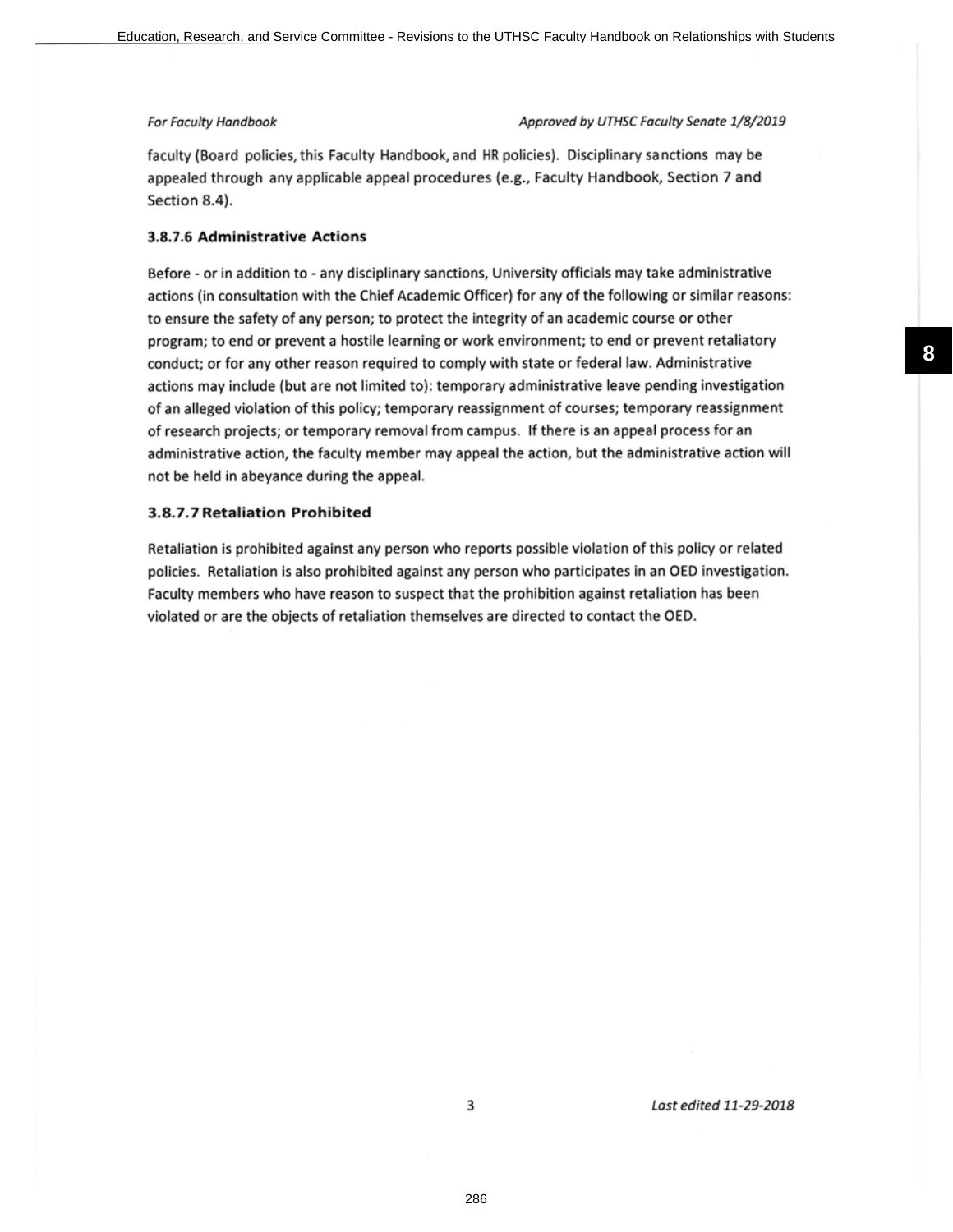faculty (Board policies, this Faculty Handbook, and HR policies). Disciplinary sanctions may be appealed through any applicable appeal procedures (e.g., Faculty Handbook, Section 7 and Section 8.4).

### 3.8.7.6 Administrative Actions

Before - or in addition to - any disciplinary sanctions, University officials may take administrative actions (in consultation with the Chief Academic Officer) for any of the following or similar reasons: to ensure the safety of any person; to protect the integrity of an academic course or other program; to end or prevent a hostile learning or work environment; to end or prevent retaliatory conduct; or for any other reason required to comply with state or federal law. Administrative actions may include (but are not limited to): temporary administrative leave pending investigation of an alleged violation of this policy; temporary reassignment of courses; temporary reassignment of research projects; or temporary removal from campus. If there is an appeal process for an administrative action, the faculty member may appeal the action, but the administrative action will not be held in abeyance during the appeal.

### 3.8.7.7 Retaliation Prohibited

Retaliation is prohibited against any person who reports possible violation of this policy or related policies. Retaliation is also prohibited against any person who participates in an OED investigation. Faculty members who have reason to suspect that the prohibition against retaliation has been violated or are the objects of retaliation themselves are directed to contact the OED.